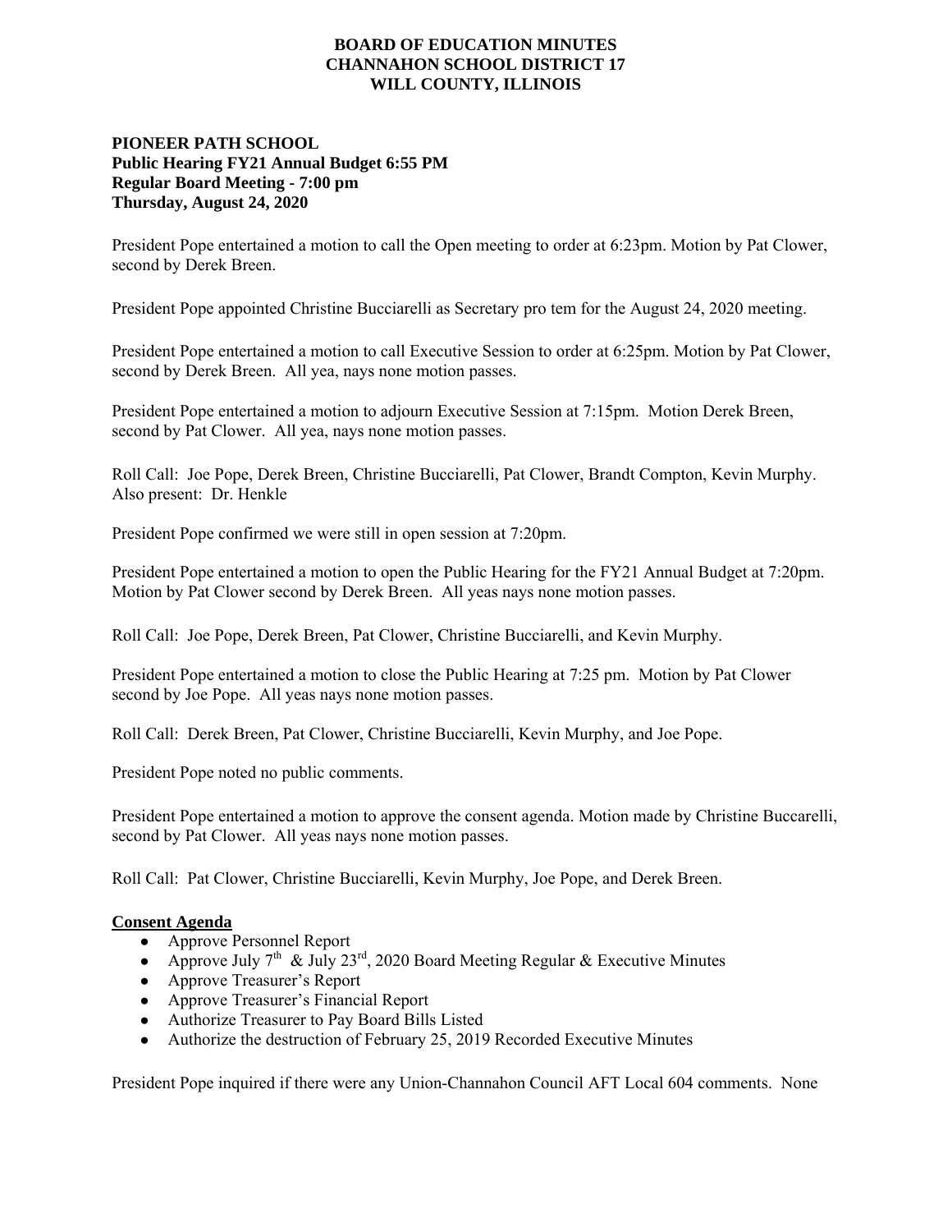# BOARD OF EDUCATION MINUTES
# CHANNAHON SCHOOL DISTRICT 17
# WILL COUNTY, ILLINOIS

**PIONEER PATH SCHOOL**
**Public Hearing FY21 Annual Budget 6:55 PM**
**Regular Board Meeting - 7:00 pm**
**Thursday, August 24, 2020**

President Pope entertained a motion to call the Open meeting to order at 6:23pm. Motion by Pat Clower, second by Derek Breen.

President Pope appointed Christine Bucciarelli as Secretary pro tem for the August 24, 2020 meeting.

President Pope entertained a motion to call Executive Session to order at 6:25pm. Motion by Pat Clower, second by Derek Breen. All yea, nays none motion passes.

President Pope entertained a motion to adjourn Executive Session at 7:15pm. Motion Derek Breen, second by Pat Clower. All yea, nays none motion passes.

Roll Call: Joe Pope, Derek Breen, Christine Bucciarelli, Pat Clower, Brandt Compton, Kevin Murphy. Also present: Dr. Henkle

President Pope confirmed we were still in open session at 7:20pm.

President Pope entertained a motion to open the Public Hearing for the FY21 Annual Budget at 7:20pm. Motion by Pat Clower second by Derek Breen. All yeas nays none motion passes.

Roll Call: Joe Pope, Derek Breen, Pat Clower, Christine Bucciarelli, and Kevin Murphy.

President Pope entertained a motion to close the Public Hearing at 7:25 pm. Motion by Pat Clower second by Joe Pope. All yeas nays none motion passes.

Roll Call: Derek Breen, Pat Clower, Christine Bucciarelli, Kevin Murphy, and Joe Pope.

President Pope noted no public comments.

President Pope entertained a motion to approve the consent agenda. Motion made by Christine Buccarelli, second by Pat Clower. All yeas nays none motion passes.

Roll Call: Pat Clower, Christine Bucciarelli, Kevin Murphy, Joe Pope, and Derek Breen.

**Consent Agenda**

- Approve Personnel Report
- Approve July 7th & July 23rd, 2020 Board Meeting Regular & Executive Minutes
- Approve Treasurer's Report
- Approve Treasurer's Financial Report
- Authorize Treasurer to Pay Board Bills Listed
- Authorize the destruction of February 25, 2019 Recorded Executive Minutes

President Pope inquired if there were any Union-Channahon Council AFT Local 604 comments. None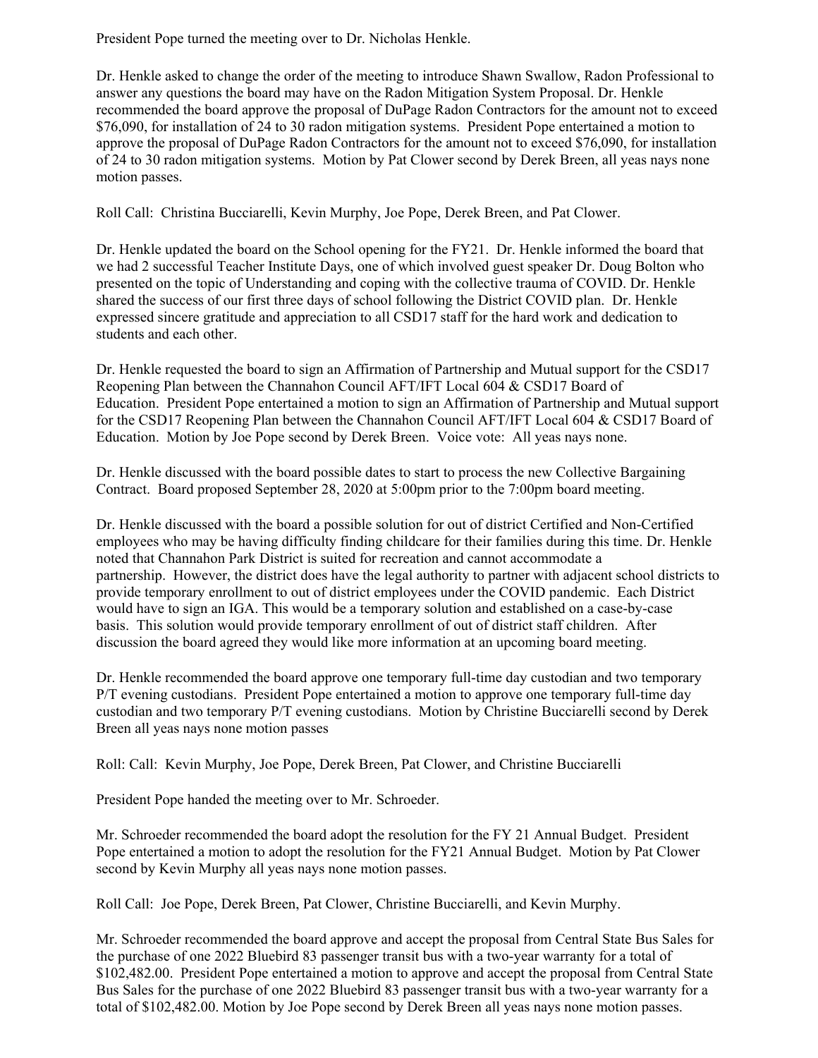President Pope turned the meeting over to Dr. Nicholas Henkle.

Dr. Henkle asked to change the order of the meeting to introduce Shawn Swallow, Radon Professional to answer any questions the board may have on the Radon Mitigation System Proposal. Dr. Henkle recommended the board approve the proposal of DuPage Radon Contractors for the amount not to exceed $76,090, for installation of 24 to 30 radon mitigation systems. President Pope entertained a motion to approve the proposal of DuPage Radon Contractors for the amount not to exceed $76,090, for installation of 24 to 30 radon mitigation systems. Motion by Pat Clower second by Derek Breen, all yeas nays none motion passes.

Roll Call: Christina Bucciarelli, Kevin Murphy, Joe Pope, Derek Breen, and Pat Clower.

Dr. Henkle updated the board on the School opening for the FY21. Dr. Henkle informed the board that we had 2 successful Teacher Institute Days, one of which involved guest speaker Dr. Doug Bolton who presented on the topic of Understanding and coping with the collective trauma of COVID. Dr. Henkle shared the success of our first three days of school following the District COVID plan. Dr. Henkle expressed sincere gratitude and appreciation to all CSD17 staff for the hard work and dedication to students and each other.

Dr. Henkle requested the board to sign an Affirmation of Partnership and Mutual support for the CSD17 Reopening Plan between the Channahon Council AFT/IFT Local 604 & CSD17 Board of Education. President Pope entertained a motion to sign an Affirmation of Partnership and Mutual support for the CSD17 Reopening Plan between the Channahon Council AFT/IFT Local 604 & CSD17 Board of Education. Motion by Joe Pope second by Derek Breen. Voice vote: All yeas nays none.

Dr. Henkle discussed with the board possible dates to start to process the new Collective Bargaining Contract. Board proposed September 28, 2020 at 5:00pm prior to the 7:00pm board meeting.

Dr. Henkle discussed with the board a possible solution for out of district Certified and Non-Certified employees who may be having difficulty finding childcare for their families during this time. Dr. Henkle noted that Channahon Park District is suited for recreation and cannot accommodate a partnership. However, the district does have the legal authority to partner with adjacent school districts to provide temporary enrollment to out of district employees under the COVID pandemic. Each District would have to sign an IGA. This would be a temporary solution and established on a case-by-case basis. This solution would provide temporary enrollment of out of district staff children. After discussion the board agreed they would like more information at an upcoming board meeting.

Dr. Henkle recommended the board approve one temporary full-time day custodian and two temporary P/T evening custodians. President Pope entertained a motion to approve one temporary full-time day custodian and two temporary P/T evening custodians. Motion by Christine Bucciarelli second by Derek Breen all yeas nays none motion passes

Roll: Call: Kevin Murphy, Joe Pope, Derek Breen, Pat Clower, and Christine Bucciarelli

President Pope handed the meeting over to Mr. Schroeder.

Mr. Schroeder recommended the board adopt the resolution for the FY 21 Annual Budget. President Pope entertained a motion to adopt the resolution for the FY21 Annual Budget. Motion by Pat Clower second by Kevin Murphy all yeas nays none motion passes.

Roll Call: Joe Pope, Derek Breen, Pat Clower, Christine Bucciarelli, and Kevin Murphy.

Mr. Schroeder recommended the board approve and accept the proposal from Central State Bus Sales for the purchase of one 2022 Bluebird 83 passenger transit bus with a two-year warranty for a total of $102,482.00. President Pope entertained a motion to approve and accept the proposal from Central State Bus Sales for the purchase of one 2022 Bluebird 83 passenger transit bus with a two-year warranty for a total of $102,482.00. Motion by Joe Pope second by Derek Breen all yeas nays none motion passes.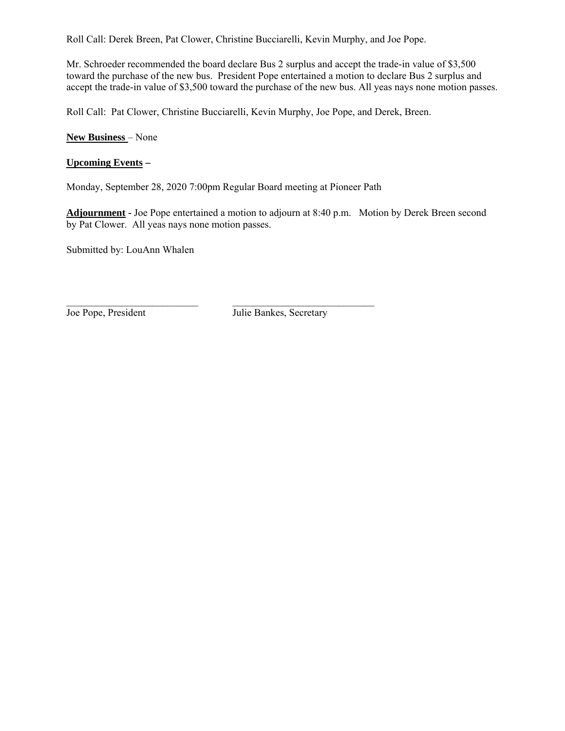Roll Call: Derek Breen, Pat Clower, Christine Bucciarelli, Kevin Murphy, and Joe Pope.

Mr. Schroeder recommended the board declare Bus 2 surplus and accept the trade-in value of $3,500 toward the purchase of the new bus. President Pope entertained a motion to declare Bus 2 surplus and accept the trade-in value of $3,500 toward the purchase of the new bus. All yeas nays none motion passes.

Roll Call: Pat Clower, Christine Bucciarelli, Kevin Murphy, Joe Pope, and Derek, Breen.

**New Business** – None

**Upcoming Events –**

Monday, September 28, 2020 7:00pm Regular Board meeting at Pioneer Path

**Adjournment** - Joe Pope entertained a motion to adjourn at 8:40 p.m. Motion by Derek Breen second by Pat Clower. All yeas nays none motion passes.

Submitted by: LouAnn Whalen

\_\_\_\_\_\_\_\_\_\_\_\_\_\_\_\_\_\_\_\_\_\_\_\_\_\_\_ \_\_\_\_\_\_\_\_\_\_\_\_\_\_\_\_\_\_\_\_\_\_\_\_\_\_\_\_\_

Joe Pope, President Julie Bankes, Secretary